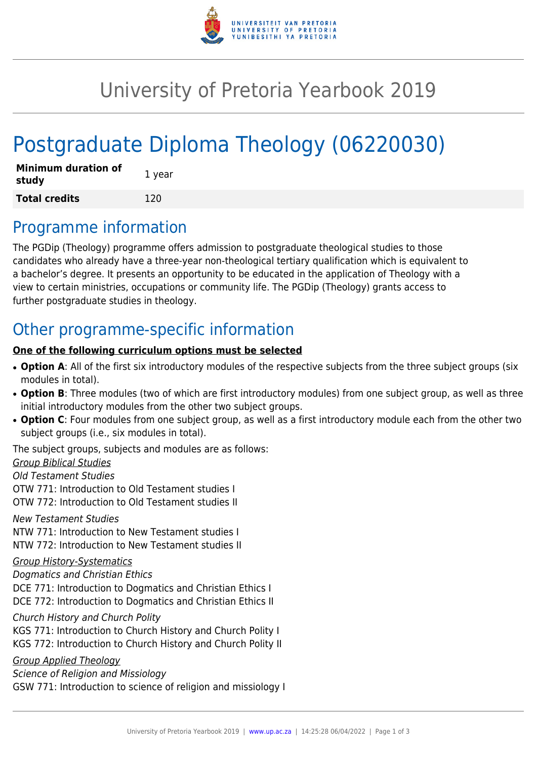# University of Pretoria Yearbook 2019

# Postgraduate Diploma Theology (06220030)

| **Minimum duration of study** | 1 year |
| --- | --- |
| **Total credits** | 120 |

## Programme information

The PGDip (Theology) programme offers admission to postgraduate theological studies to those candidates who already have a three-year non-theological tertiary qualification which is equivalent to a bachelor's degree. It presents an opportunity to be educated in the application of Theology with a view to certain ministries, occupations or community life. The PGDip (Theology) grants access to further postgraduate studies in theology.

## Other programme-specific information

**One of the following curriculum options must be selected**

- **Option A**: All of the first six introductory modules of the respective subjects from the three subject groups (six modules in total).
- **Option B**: Three modules (two of which are first introductory modules) from one subject group, as well as three initial introductory modules from the other two subject groups.
- **Option C**: Four modules from one subject group, as well as a first introductory module each from the other two subject groups (i.e., six modules in total).

The subject groups, subjects and modules are as follows:

*Group Biblical Studies*

*Old Testament Studies*

OTW 771: Introduction to Old Testament studies I

OTW 772: Introduction to Old Testament studies II

*New Testament Studies*

NTW 771: Introduction to New Testament studies I

NTW 772: Introduction to New Testament studies II

*Group History-Systematics*

*Dogmatics and Christian Ethics*

DCE 771: Introduction to Dogmatics and Christian Ethics I

DCE 772: Introduction to Dogmatics and Christian Ethics II

*Church History and Church Polity*

KGS 771: Introduction to Church History and Church Polity I

KGS 772: Introduction to Church History and Church Polity II

*Group Applied Theology*

*Science of Religion and Missiology*

GSW 771: Introduction to science of religion and missiology I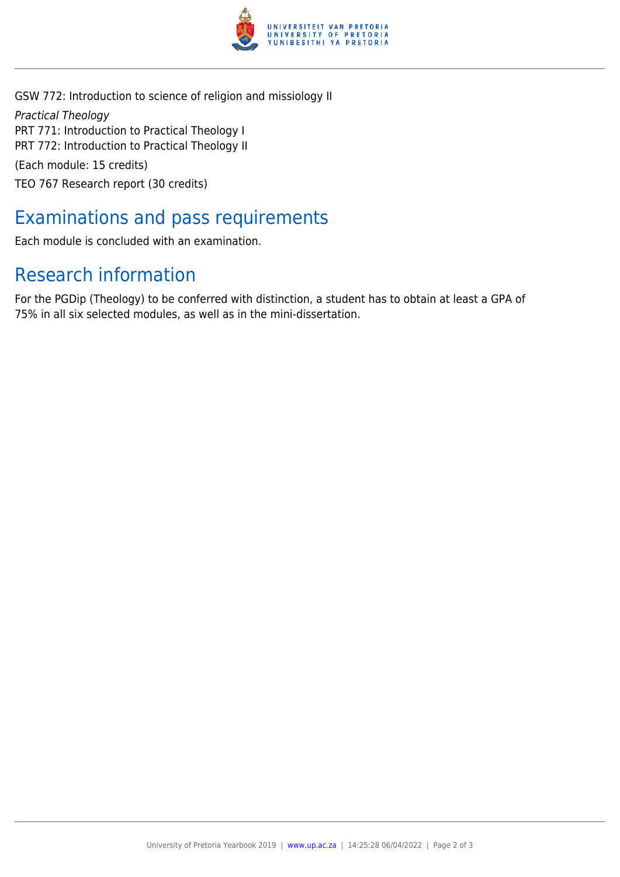GSW 772: Introduction to science of religion and missiology II

*Practical Theology*

PRT 771: Introduction to Practical Theology I

PRT 772: Introduction to Practical Theology II

(Each module: 15 credits)

TEO 767 Research report (30 credits)

## Examinations and pass requirements

Each module is concluded with an examination.

## Research information

For the PGDip (Theology) to be conferred with distinction, a student has to obtain at least a GPA of 75% in all six selected modules, as well as in the mini-dissertation.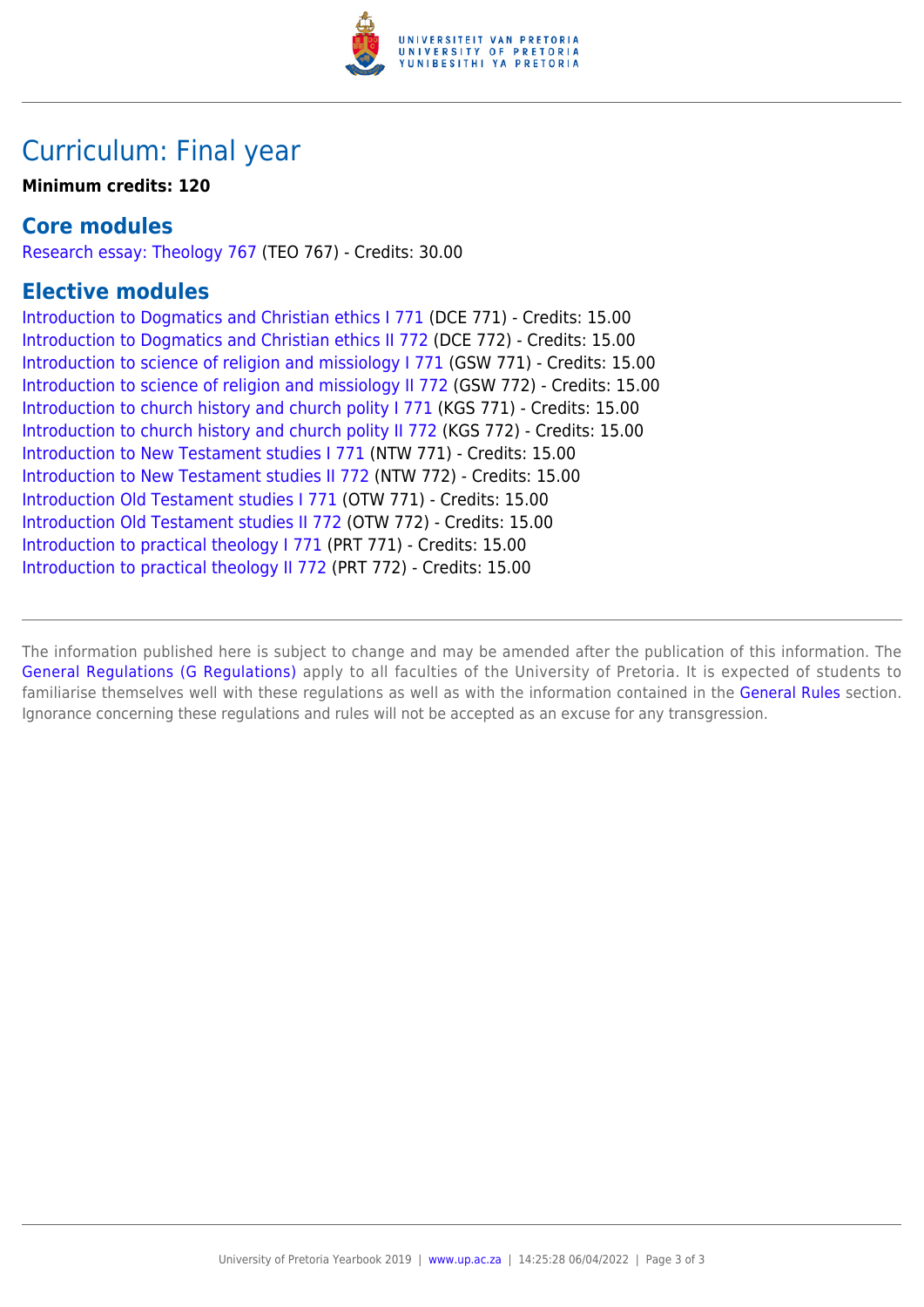## Curriculum: Final year

**Minimum credits: 120**

### Core modules

Research essay: Theology 767 (TEO 767) - Credits: 30.00

### Elective modules

Introduction to Dogmatics and Christian ethics I 771 (DCE 771) - Credits: 15.00
Introduction to Dogmatics and Christian ethics II 772 (DCE 772) - Credits: 15.00
Introduction to science of religion and missiology I 771 (GSW 771) - Credits: 15.00
Introduction to science of religion and missiology II 772 (GSW 772) - Credits: 15.00
Introduction to church history and church polity I 771 (KGS 771) - Credits: 15.00
Introduction to church history and church polity II 772 (KGS 772) - Credits: 15.00
Introduction to New Testament studies I 771 (NTW 771) - Credits: 15.00
Introduction to New Testament studies II 772 (NTW 772) - Credits: 15.00
Introduction Old Testament studies I 771 (OTW 771) - Credits: 15.00
Introduction Old Testament studies II 772 (OTW 772) - Credits: 15.00
Introduction to practical theology I 771 (PRT 771) - Credits: 15.00
Introduction to practical theology II 772 (PRT 772) - Credits: 15.00

The information published here is subject to change and may be amended after the publication of this information. The General Regulations (G Regulations) apply to all faculties of the University of Pretoria. It is expected of students to familiarise themselves well with these regulations as well as with the information contained in the General Rules section. Ignorance concerning these regulations and rules will not be accepted as an excuse for any transgression.